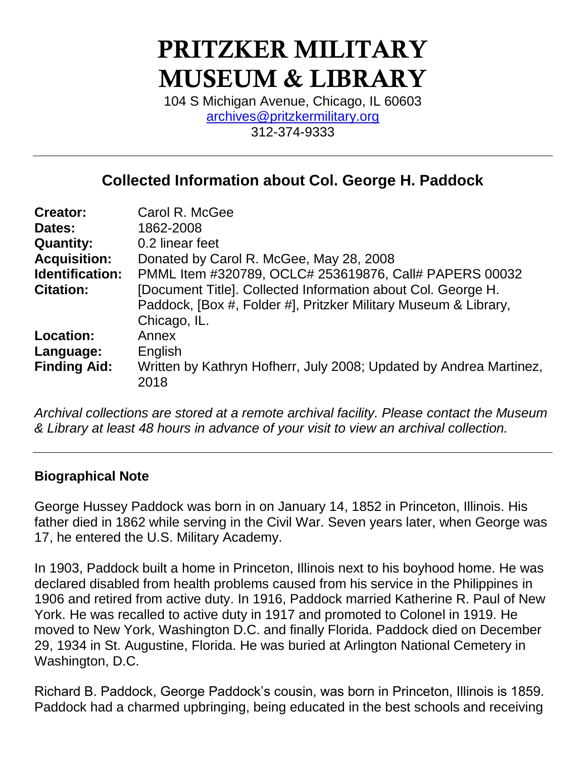# PRITZKER MILITARY MUSEUM & LIBRARY

104 S Michigan Avenue, Chicago, IL 60603
archives@pritzkermilitary.org
312-374-9333

---

## Collected Information about Col. George H. Paddock

| | |
|---|---|
| **Creator:** | Carol R. McGee |
| **Dates:** | 1862-2008 |
| **Quantity:** | 0.2 linear feet |
| **Acquisition:** | Donated by Carol R. McGee, May 28, 2008 |
| **Identification:** | PMML Item #320789, OCLC# 253619876, Call# PAPERS 00032 |
| **Citation:** | [Document Title]. Collected Information about Col. George H. Paddock, [Box #, Folder #], Pritzker Military Museum & Library, Chicago, IL. |
| **Location:** | Annex |
| **Language:** | English |
| **Finding Aid:** | Written by Kathryn Hofherr, July 2008; Updated by Andrea Martinez, 2018 |

*Archival collections are stored at a remote archival facility. Please contact the Museum & Library at least 48 hours in advance of your visit to view an archival collection.*

---

### Biographical Note

George Hussey Paddock was born in on January 14, 1852 in Princeton, Illinois. His father died in 1862 while serving in the Civil War. Seven years later, when George was 17, he entered the U.S. Military Academy.

In 1903, Paddock built a home in Princeton, Illinois next to his boyhood home. He was declared disabled from health problems caused from his service in the Philippines in 1906 and retired from active duty. In 1916, Paddock married Katherine R. Paul of New York. He was recalled to active duty in 1917 and promoted to Colonel in 1919. He moved to New York, Washington D.C. and finally Florida. Paddock died on December 29, 1934 in St. Augustine, Florida. He was buried at Arlington National Cemetery in Washington, D.C.

Richard B. Paddock, George Paddock's cousin, was born in Princeton, Illinois is 1859. Paddock had a charmed upbringing, being educated in the best schools and receiving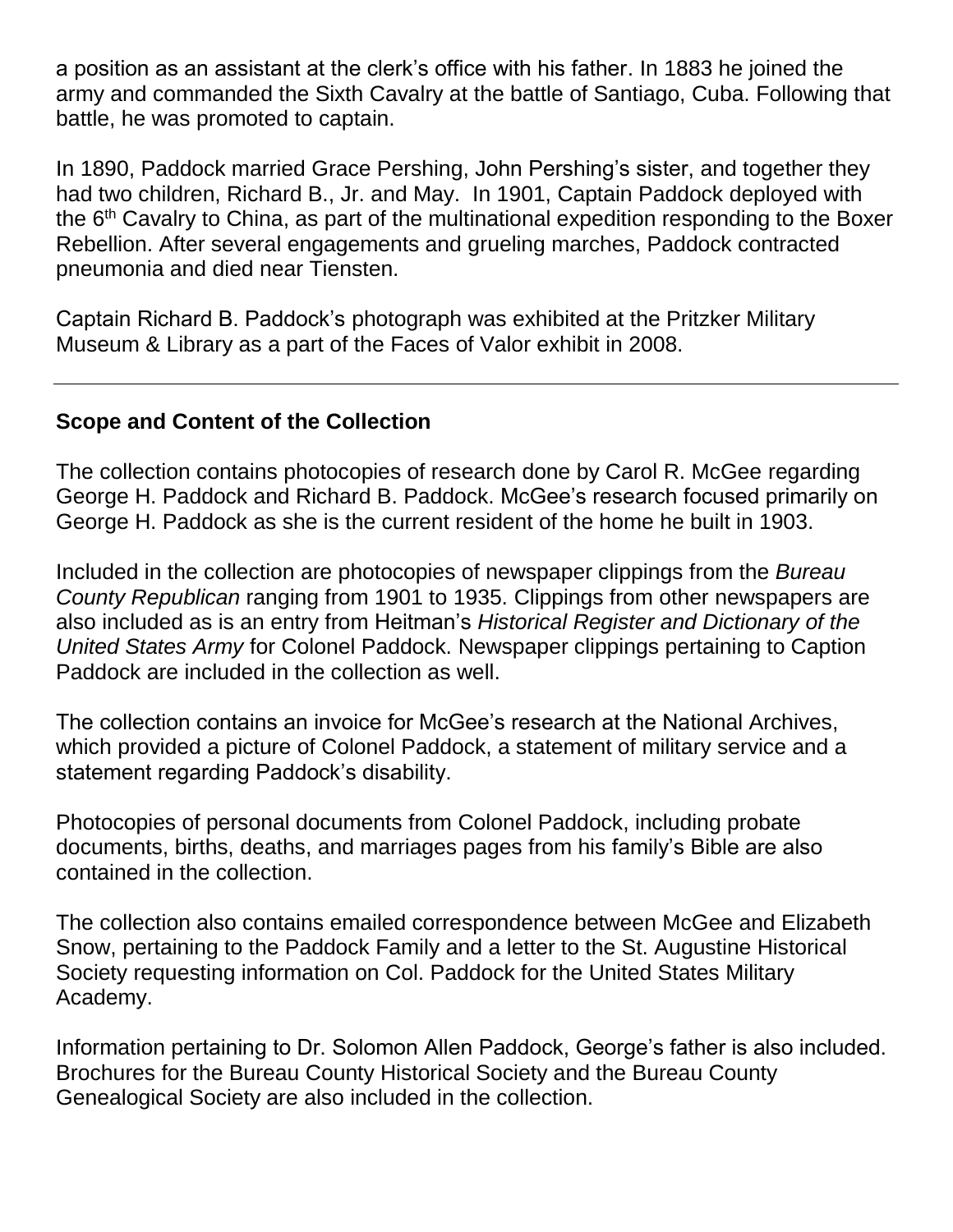a position as an assistant at the clerk's office with his father. In 1883 he joined the army and commanded the Sixth Cavalry at the battle of Santiago, Cuba. Following that battle, he was promoted to captain.

In 1890, Paddock married Grace Pershing, John Pershing's sister, and together they had two children, Richard B., Jr. and May. In 1901, Captain Paddock deployed with the 6th Cavalry to China, as part of the multinational expedition responding to the Boxer Rebellion. After several engagements and grueling marches, Paddock contracted pneumonia and died near Tiensten.

Captain Richard B. Paddock's photograph was exhibited at the Pritzker Military Museum & Library as a part of the Faces of Valor exhibit in 2008.

---

## Scope and Content of the Collection

The collection contains photocopies of research done by Carol R. McGee regarding George H. Paddock and Richard B. Paddock. McGee's research focused primarily on George H. Paddock as she is the current resident of the home he built in 1903.

Included in the collection are photocopies of newspaper clippings from the *Bureau County Republican* ranging from 1901 to 1935. Clippings from other newspapers are also included as is an entry from Heitman's *Historical Register and Dictionary of the United States Army* for Colonel Paddock. Newspaper clippings pertaining to Caption Paddock are included in the collection as well.

The collection contains an invoice for McGee's research at the National Archives, which provided a picture of Colonel Paddock, a statement of military service and a statement regarding Paddock's disability.

Photocopies of personal documents from Colonel Paddock, including probate documents, births, deaths, and marriages pages from his family's Bible are also contained in the collection.

The collection also contains emailed correspondence between McGee and Elizabeth Snow, pertaining to the Paddock Family and a letter to the St. Augustine Historical Society requesting information on Col. Paddock for the United States Military Academy.

Information pertaining to Dr. Solomon Allen Paddock, George's father is also included. Brochures for the Bureau County Historical Society and the Bureau County Genealogical Society are also included in the collection.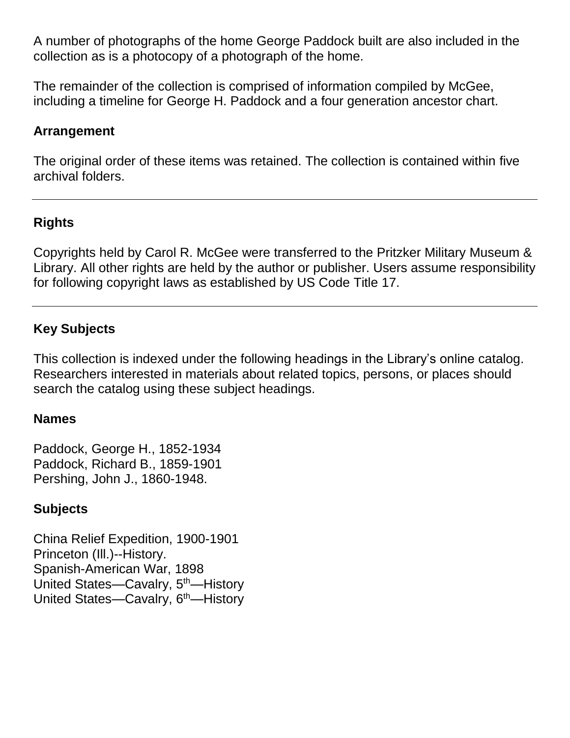A number of photographs of the home George Paddock built are also included in the collection as is a photocopy of a photograph of the home.

The remainder of the collection is comprised of information compiled by McGee, including a timeline for George H. Paddock and a four generation ancestor chart.

### Arrangement

The original order of these items was retained. The collection is contained within five archival folders.

---

### Rights

Copyrights held by Carol R. McGee were transferred to the Pritzker Military Museum & Library. All other rights are held by the author or publisher. Users assume responsibility for following copyright laws as established by US Code Title 17.

---

### Key Subjects

This collection is indexed under the following headings in the Library's online catalog. Researchers interested in materials about related topics, persons, or places should search the catalog using these subject headings.

### Names

Paddock, George H., 1852-1934
Paddock, Richard B., 1859-1901
Pershing, John J., 1860-1948.

### Subjects

China Relief Expedition, 1900-1901
Princeton (Ill.)--History.
Spanish-American War, 1898
United States—Cavalry, 5th—History
United States—Cavalry, 6th—History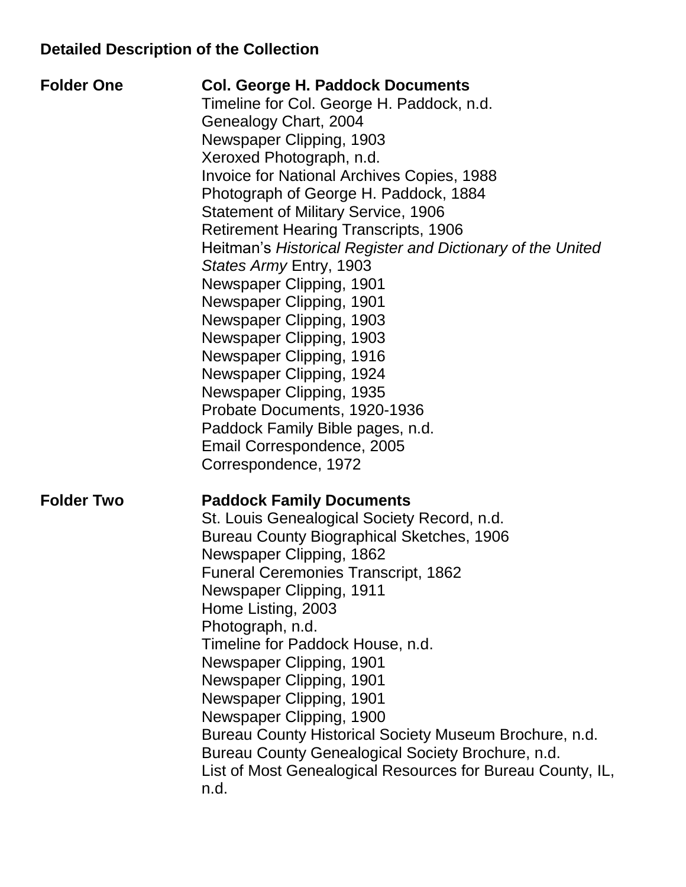**Detailed Description of the Collection**

**Folder One** **Col. George H. Paddock Documents**

Timeline for Col. George H. Paddock, n.d.
Genealogy Chart, 2004
Newspaper Clipping, 1903
Xeroxed Photograph, n.d.
Invoice for National Archives Copies, 1988
Photograph of George H. Paddock, 1884
Statement of Military Service, 1906
Retirement Hearing Transcripts, 1906
Heitman's *Historical Register and Dictionary of the United States Army* Entry, 1903
Newspaper Clipping, 1901
Newspaper Clipping, 1901
Newspaper Clipping, 1903
Newspaper Clipping, 1903
Newspaper Clipping, 1916
Newspaper Clipping, 1924
Newspaper Clipping, 1935
Probate Documents, 1920-1936
Paddock Family Bible pages, n.d.
Email Correspondence, 2005
Correspondence, 1972

**Folder Two** **Paddock Family Documents**

St. Louis Genealogical Society Record, n.d.
Bureau County Biographical Sketches, 1906
Newspaper Clipping, 1862
Funeral Ceremonies Transcript, 1862
Newspaper Clipping, 1911
Home Listing, 2003
Photograph, n.d.
Timeline for Paddock House, n.d.
Newspaper Clipping, 1901
Newspaper Clipping, 1901
Newspaper Clipping, 1901
Newspaper Clipping, 1900
Bureau County Historical Society Museum Brochure, n.d.
Bureau County Genealogical Society Brochure, n.d.
List of Most Genealogical Resources for Bureau County, IL, n.d.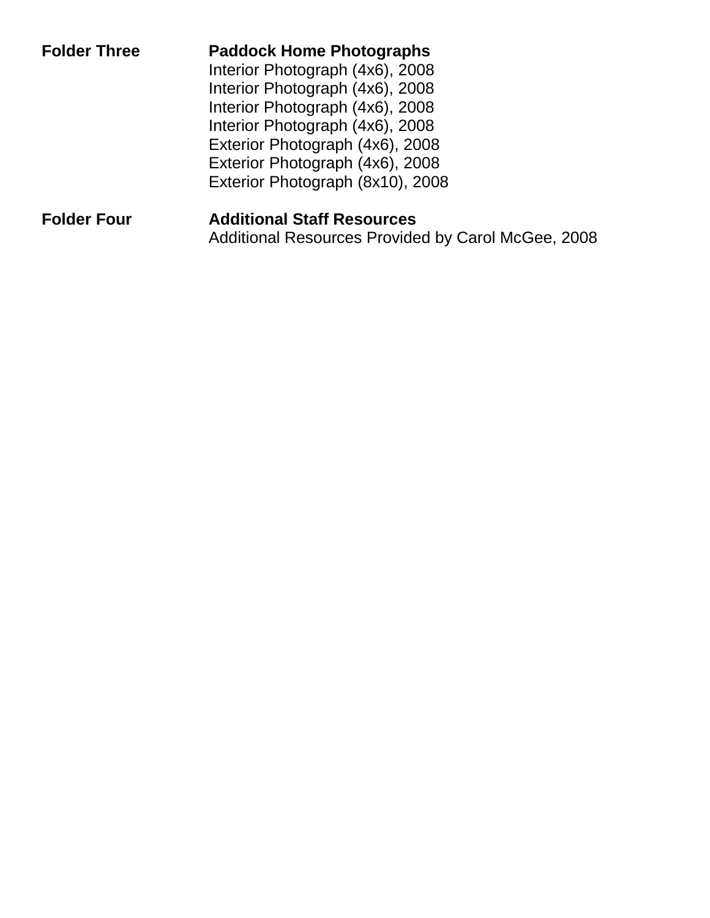| | |
|---|---|
| **Folder Three** | **Paddock Home Photographs** |
| | Interior Photograph (4x6), 2008 |
| | Interior Photograph (4x6), 2008 |
| | Interior Photograph (4x6), 2008 |
| | Interior Photograph (4x6), 2008 |
| | Exterior Photograph (4x6), 2008 |
| | Exterior Photograph (4x6), 2008 |
| | Exterior Photograph (8x10), 2008 |
| **Folder Four** | **Additional Staff Resources** |
| | Additional Resources Provided by Carol McGee, 2008 |